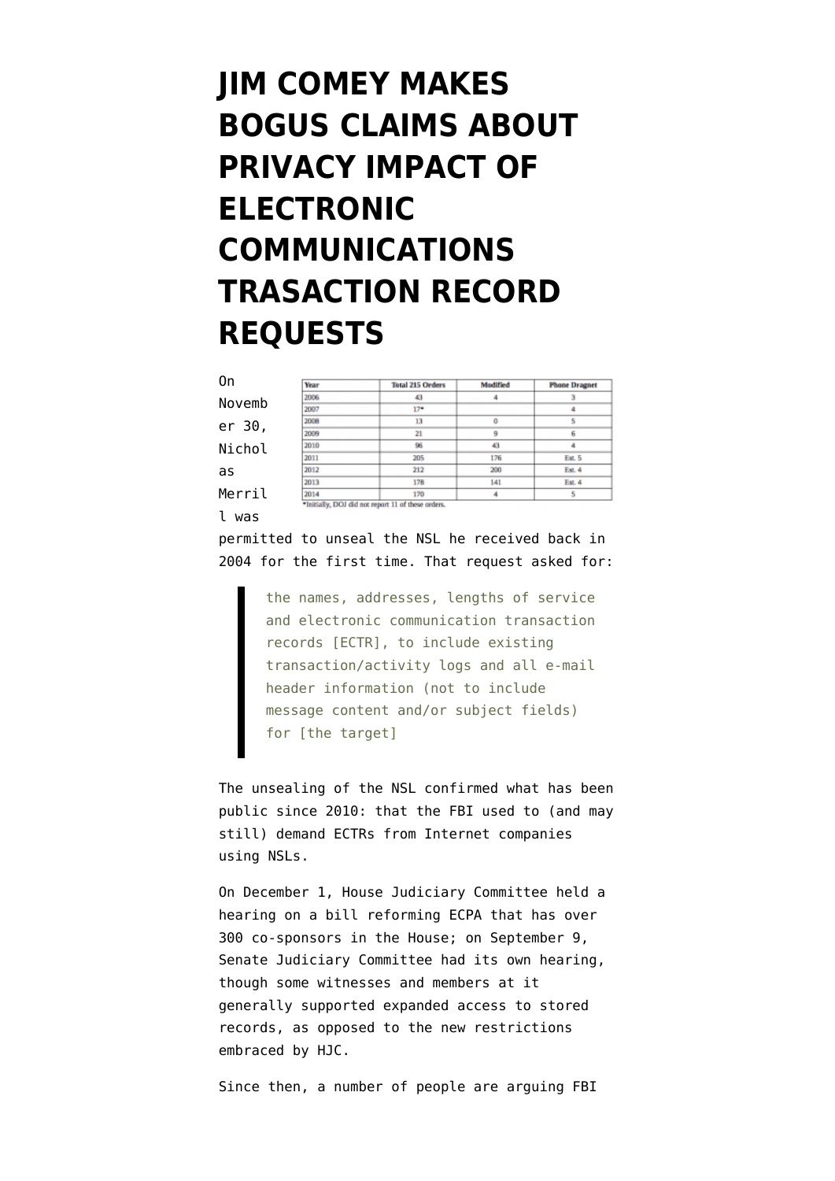# JIM COMEY MAKES BOGUS CLAIMS ABOUT PRIVACY IMPACT OF ELECTRONIC COMMUNICATIONS TRASACTION RECORD REQUESTS

| Year | Total 215 Orders | Modified | Phone Dragnet |
|---|---|---|---|
| 2006 | 43 | 4 | 3 |
| 2007 | 17* | | 4 |
| 2008 | 13 | 0 | 5 |
| 2009 | 21 | 9 | 6 |
| 2010 | 96 | 43 | 4 |
| 2011 | 205 | 176 | Est. 5 |
| 2012 | 212 | 200 | Est. 4 |
| 2013 | 178 | 141 | Est. 4 |
| 2014 | 170 | 4 | 5 |

*Initially, DOJ did not report 11 of these orders.

On November 30, Nicholas Merrill was permitted to unseal the NSL he received back in 2004 for the first time. That request asked for:

> the names, addresses, lengths of service and electronic communication transaction records [ECTR], to include existing transaction/activity logs and all e-mail header information (not to include message content and/or subject fields) for [the target]

The unsealing of the NSL confirmed what has been public since 2010: that the FBI used to (and may still) demand ECTRs from Internet companies using NSLs.

On December 1, House Judiciary Committee held a hearing on a bill reforming ECPA that has over 300 co-sponsors in the House; on September 9, Senate Judiciary Committee had its own hearing, though some witnesses and members at it generally supported expanded access to stored records, as opposed to the new restrictions embraced by HJC.

Since then, a number of people are arguing FBI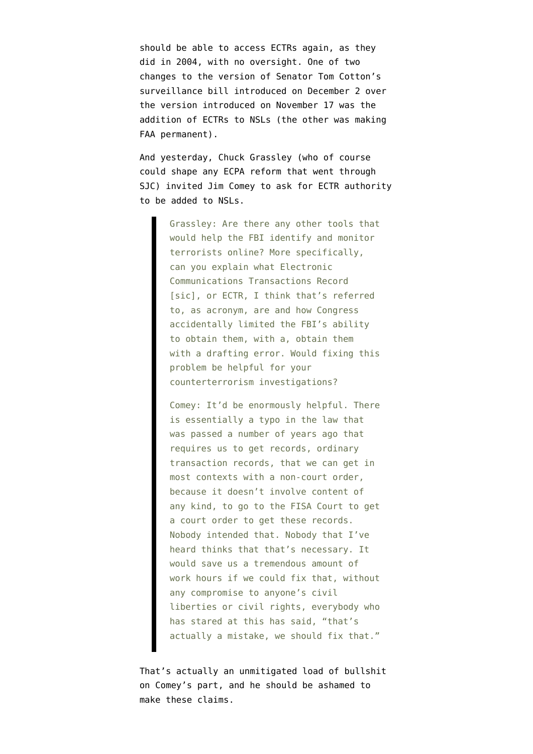should be able to access ECTRs again, as they did in 2004, with no oversight. One of two changes to the version of Senator Tom Cotton's surveillance bill introduced on December 2 over the version introduced on November 17 was the addition of ECTRs to NSLs (the other was making FAA permanent).

And yesterday, Chuck Grassley (who of course could shape any ECPA reform that went through SJC) invited Jim Comey to ask for ECTR authority to be added to NSLs.

> Grassley: Are there any other tools that would help the FBI identify and monitor terrorists online? More specifically, can you explain what Electronic Communications Transactions Record [sic], or ECTR, I think that's referred to, as acronym, are and how Congress accidentally limited the FBI's ability to obtain them, with a, obtain them with a drafting error. Would fixing this problem be helpful for your counterterrorism investigations?
>
> Comey: It'd be enormously helpful. There is essentially a typo in the law that was passed a number of years ago that requires us to get records, ordinary transaction records, that we can get in most contexts with a non-court order, because it doesn't involve content of any kind, to go to the FISA Court to get a court order to get these records. Nobody intended that. Nobody that I've heard thinks that that's necessary. It would save us a tremendous amount of work hours if we could fix that, without any compromise to anyone's civil liberties or civil rights, everybody who has stared at this has said, "that's actually a mistake, we should fix that."

That's actually an unmitigated load of bullshit on Comey's part, and he should be ashamed to make these claims.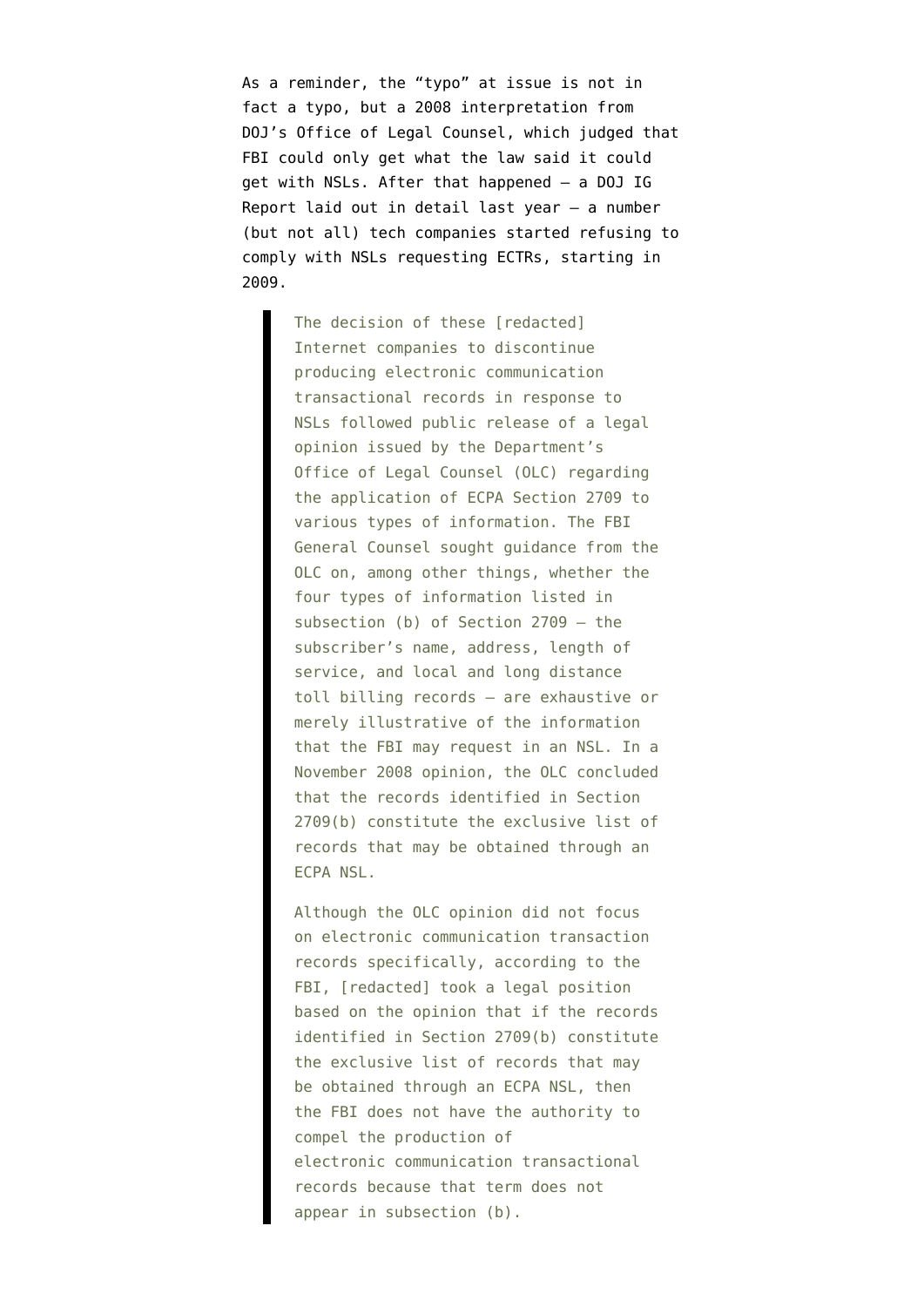As a reminder, the "typo" at issue is not in fact a typo, but a 2008 interpretation from DOJ's Office of Legal Counsel, which judged that FBI could only get what the law said it could get with NSLs. After that happened — a DOJ IG Report laid out in detail last year — a number (but not all) tech companies started refusing to comply with NSLs requesting ECTRs, starting in 2009.

> The decision of these [redacted] Internet companies to discontinue producing electronic communication transactional records in response to NSLs followed public release of a legal opinion issued by the Department's Office of Legal Counsel (OLC) regarding the application of ECPA Section 2709 to various types of information. The FBI General Counsel sought guidance from the OLC on, among other things, whether the four types of information listed in subsection (b) of Section 2709 — the subscriber's name, address, length of service, and local and long distance toll billing records — are exhaustive or merely illustrative of the information that the FBI may request in an NSL. In a November 2008 opinion, the OLC concluded that the records identified in Section 2709(b) constitute the exclusive list of records that may be obtained through an ECPA NSL.
>
> Although the OLC opinion did not focus on electronic communication transaction records specifically, according to the FBI, [redacted] took a legal position based on the opinion that if the records identified in Section 2709(b) constitute the exclusive list of records that may be obtained through an ECPA NSL, then the FBI does not have the authority to compel the production of electronic communication transactional records because that term does not appear in subsection (b).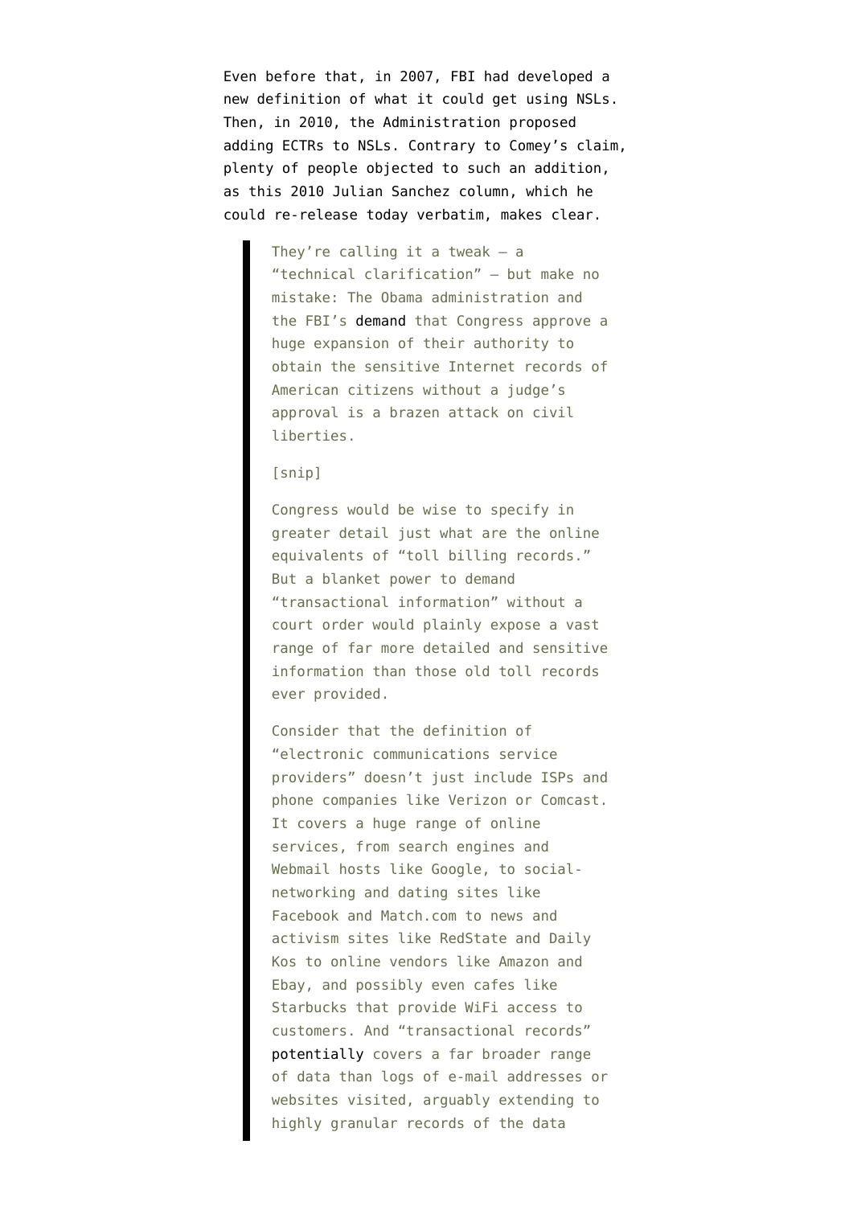Even before that, in 2007, FBI had developed a new definition of what it could get using NSLs. Then, in 2010, the Administration proposed adding ECTRs to NSLs. Contrary to Comey's claim, plenty of people objected to such an addition, as this 2010 Julian Sanchez column, which he could re-release today verbatim, makes clear.

> They're calling it a tweak — a "technical clarification" — but make no mistake: The Obama administration and the FBI's demand that Congress approve a huge expansion of their authority to obtain the sensitive Internet records of American citizens without a judge's approval is a brazen attack on civil liberties.
>
> [snip]
>
> Congress would be wise to specify in greater detail just what are the online equivalents of "toll billing records." But a blanket power to demand "transactional information" without a court order would plainly expose a vast range of far more detailed and sensitive information than those old toll records ever provided.
>
> Consider that the definition of "electronic communications service providers" doesn't just include ISPs and phone companies like Verizon or Comcast. It covers a huge range of online services, from search engines and Webmail hosts like Google, to social-networking and dating sites like Facebook and Match.com to news and activism sites like RedState and Daily Kos to online vendors like Amazon and Ebay, and possibly even cafes like Starbucks that provide WiFi access to customers. And "transactional records" potentially covers a far broader range of data than logs of e-mail addresses or websites visited, arguably extending to highly granular records of the data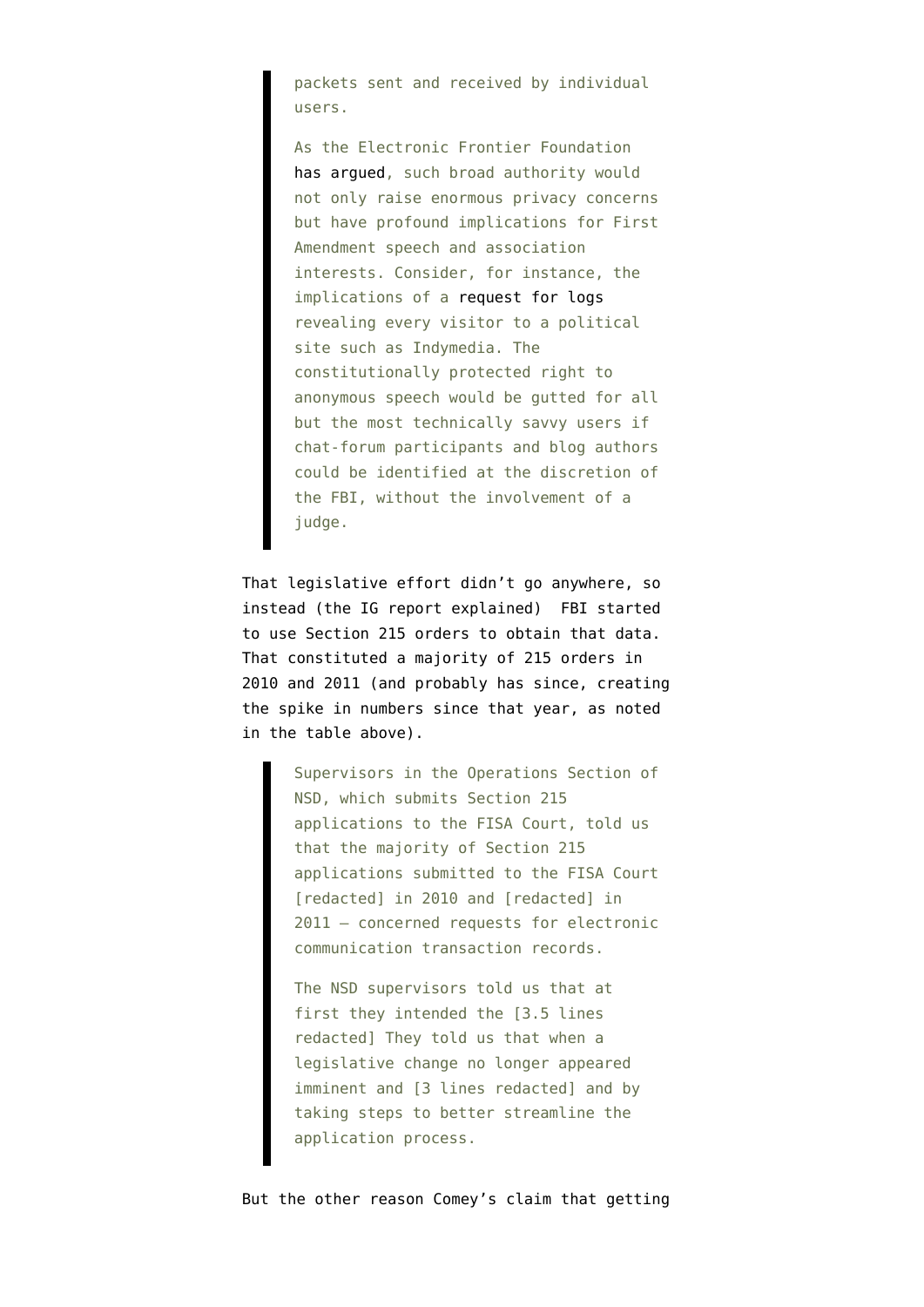> packets sent and received by individual users.
>
> As the Electronic Frontier Foundation has argued, such broad authority would not only raise enormous privacy concerns but have profound implications for First Amendment speech and association interests. Consider, for instance, the implications of a request for logs revealing every visitor to a political site such as Indymedia. The constitutionally protected right to anonymous speech would be gutted for all but the most technically savvy users if chat-forum participants and blog authors could be identified at the discretion of the FBI, without the involvement of a judge.

That legislative effort didn't go anywhere, so instead (the IG report explained) FBI started to use Section 215 orders to obtain that data. That constituted a majority of 215 orders in 2010 and 2011 (and probably has since, creating the spike in numbers since that year, as noted in the table above).

> Supervisors in the Operations Section of NSD, which submits Section 215 applications to the FISA Court, told us that the majority of Section 215 applications submitted to the FISA Court [redacted] in 2010 and [redacted] in 2011 – concerned requests for electronic communication transaction records.
>
> The NSD supervisors told us that at first they intended the [3.5 lines redacted] They told us that when a legislative change no longer appeared imminent and [3 lines redacted] and by taking steps to better streamline the application process.

But the other reason Comey's claim that getting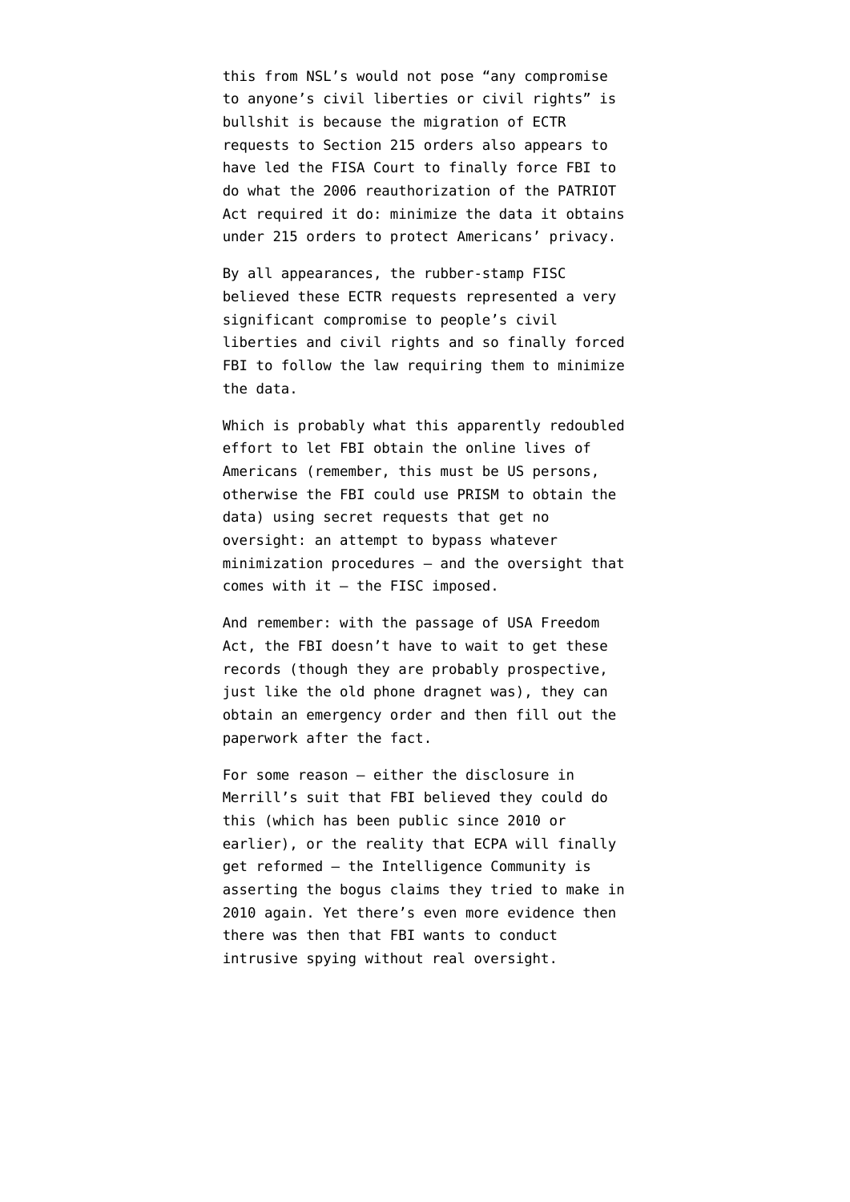this from NSL's would not pose "any compromise to anyone's civil liberties or civil rights" is bullshit is because the migration of ECTR requests to Section 215 orders also appears to have led the FISA Court to finally force FBI to do what the 2006 reauthorization of the PATRIOT Act required it do: minimize the data it obtains under 215 orders to protect Americans' privacy.

By all appearances, the rubber-stamp FISC believed these ECTR requests represented a very significant compromise to people's civil liberties and civil rights and so finally forced FBI to follow the law requiring them to minimize the data.

Which is probably what this apparently redoubled effort to let FBI obtain the online lives of Americans (remember, this must be US persons, otherwise the FBI could use PRISM to obtain the data) using secret requests that get no oversight: an attempt to bypass whatever minimization procedures — and the oversight that comes with it — the FISC imposed.

And remember: with the passage of USA Freedom Act, the FBI doesn't have to wait to get these records (though they are probably prospective, just like the old phone dragnet was), they can obtain an emergency order and then fill out the paperwork after the fact.

For some reason — either the disclosure in Merrill's suit that FBI believed they could do this (which has been public since 2010 or earlier), or the reality that ECPA will finally get reformed — the Intelligence Community is asserting the bogus claims they tried to make in 2010 again. Yet there's even more evidence then there was then that FBI wants to conduct intrusive spying without real oversight.